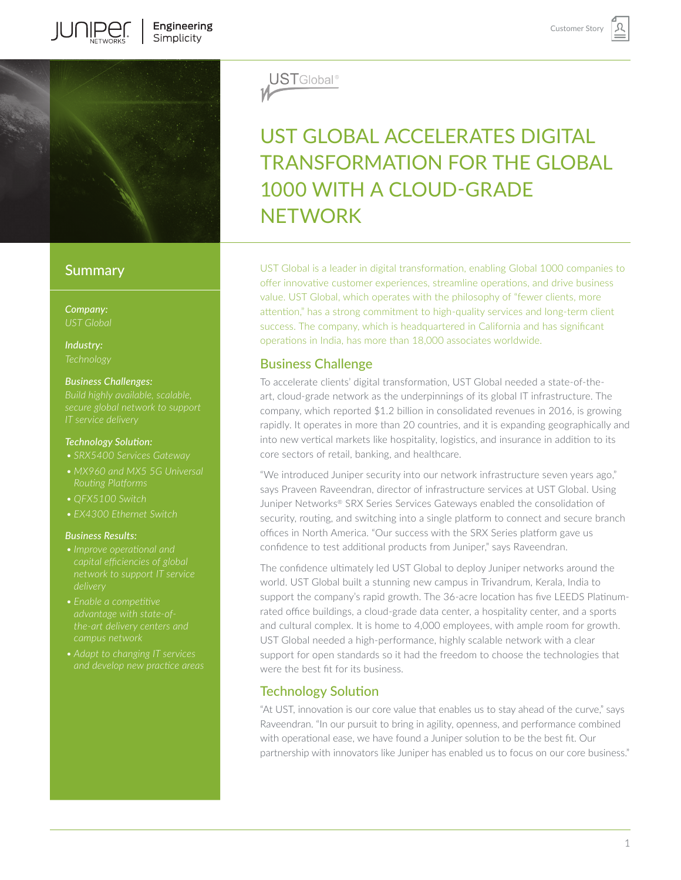# UST GLOBAL ACCELERATES DIGITAL TRANSFORMATION FOR THE GLOBAL 1000 WITH A CLOUD-GRADE NETWORK

## Summary

***Company:***
*UST Global*

***Industry:***
*Technology*

***Business Challenges:***
*Build highly available, scalable, secure global network to support IT service delivery*

***Technology Solution:***

- *SRX5400 Services Gateway*
- *MX960 and MX5 5G Universal Routing Platforms*
- *QFX5100 Switch*
- *EX4300 Ethernet Switch*

***Business Results:***

- *Improve operational and capital efficiencies of global network to support IT service delivery*
- *Enable a competitive advantage with state-of-the-art delivery centers and campus network*
- *Adapt to changing IT services and develop new practice areas*

UST Global is a leader in digital transformation, enabling Global 1000 companies to offer innovative customer experiences, streamline operations, and drive business value. UST Global, which operates with the philosophy of "fewer clients, more attention," has a strong commitment to high-quality services and long-term client success. The company, which is headquartered in California and has significant operations in India, has more than 18,000 associates worldwide.

## Business Challenge

To accelerate clients' digital transformation, UST Global needed a state-of-the-art, cloud-grade network as the underpinnings of its global IT infrastructure. The company, which reported $1.2 billion in consolidated revenues in 2016, is growing rapidly. It operates in more than 20 countries, and it is expanding geographically and into new vertical markets like hospitality, logistics, and insurance in addition to its core sectors of retail, banking, and healthcare.

"We introduced Juniper security into our network infrastructure seven years ago," says Praveen Raveendran, director of infrastructure services at UST Global. Using Juniper Networks® SRX Series Services Gateways enabled the consolidation of security, routing, and switching into a single platform to connect and secure branch offices in North America. "Our success with the SRX Series platform gave us confidence to test additional products from Juniper," says Raveendran.

The confidence ultimately led UST Global to deploy Juniper networks around the world. UST Global built a stunning new campus in Trivandrum, Kerala, India to support the company's rapid growth. The 36-acre location has five LEEDS Platinum-rated office buildings, a cloud-grade data center, a hospitality center, and a sports and cultural complex. It is home to 4,000 employees, with ample room for growth. UST Global needed a high-performance, highly scalable network with a clear support for open standards so it had the freedom to choose the technologies that were the best fit for its business.

## Technology Solution

"At UST, innovation is our core value that enables us to stay ahead of the curve," says Raveendran. "In our pursuit to bring in agility, openness, and performance combined with operational ease, we have found a Juniper solution to be the best fit. Our partnership with innovators like Juniper has enabled us to focus on our core business."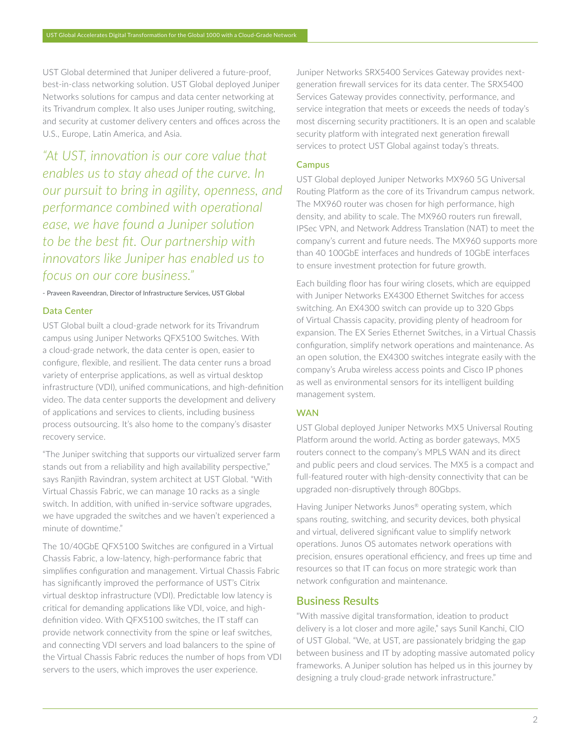UST Global determined that Juniper delivered a future-proof, best-in-class networking solution. UST Global deployed Juniper Networks solutions for campus and data center networking at its Trivandrum complex. It also uses Juniper routing, switching, and security at customer delivery centers and offices across the U.S., Europe, Latin America, and Asia.

*"At UST, innovation is our core value that enables us to stay ahead of the curve. In our pursuit to bring in agility, openness, and performance combined with operational ease, we have found a Juniper solution to be the best fit. Our partnership with innovators like Juniper has enabled us to focus on our core business."*

- Praveen Raveendran, Director of Infrastructure Services, UST Global

### Data Center

UST Global built a cloud-grade network for its Trivandrum campus using Juniper Networks QFX5100 Switches. With a cloud-grade network, the data center is open, easier to configure, flexible, and resilient. The data center runs a broad variety of enterprise applications, as well as virtual desktop infrastructure (VDI), unified communications, and high-definition video. The data center supports the development and delivery of applications and services to clients, including business process outsourcing. It's also home to the company's disaster recovery service.

"The Juniper switching that supports our virtualized server farm stands out from a reliability and high availability perspective," says Ranjith Ravindran, system architect at UST Global. "With Virtual Chassis Fabric, we can manage 10 racks as a single switch. In addition, with unified in-service software upgrades, we have upgraded the switches and we haven't experienced a minute of downtime."

The 10/40GbE QFX5100 Switches are configured in a Virtual Chassis Fabric, a low-latency, high-performance fabric that simplifies configuration and management. Virtual Chassis Fabric has significantly improved the performance of UST's Citrix virtual desktop infrastructure (VDI). Predictable low latency is critical for demanding applications like VDI, voice, and high-definition video. With QFX5100 switches, the IT staff can provide network connectivity from the spine or leaf switches, and connecting VDI servers and load balancers to the spine of the Virtual Chassis Fabric reduces the number of hops from VDI servers to the users, which improves the user experience.

Juniper Networks SRX5400 Services Gateway provides next-generation firewall services for its data center. The SRX5400 Services Gateway provides connectivity, performance, and service integration that meets or exceeds the needs of today's most discerning security practitioners. It is an open and scalable security platform with integrated next generation firewall services to protect UST Global against today's threats.

### Campus

UST Global deployed Juniper Networks MX960 5G Universal Routing Platform as the core of its Trivandrum campus network. The MX960 router was chosen for high performance, high density, and ability to scale. The MX960 routers run firewall, IPSec VPN, and Network Address Translation (NAT) to meet the company's current and future needs. The MX960 supports more than 40 100GbE interfaces and hundreds of 10GbE interfaces to ensure investment protection for future growth.

Each building floor has four wiring closets, which are equipped with Juniper Networks EX4300 Ethernet Switches for access switching. An EX4300 switch can provide up to 320 Gbps of Virtual Chassis capacity, providing plenty of headroom for expansion. The EX Series Ethernet Switches, in a Virtual Chassis configuration, simplify network operations and maintenance. As an open solution, the EX4300 switches integrate easily with the company's Aruba wireless access points and Cisco IP phones as well as environmental sensors for its intelligent building management system.

### WAN

UST Global deployed Juniper Networks MX5 Universal Routing Platform around the world. Acting as border gateways, MX5 routers connect to the company's MPLS WAN and its direct and public peers and cloud services. The MX5 is a compact and full-featured router with high-density connectivity that can be upgraded non-disruptively through 80Gbps.

Having Juniper Networks Junos® operating system, which spans routing, switching, and security devices, both physical and virtual, delivered significant value to simplify network operations. Junos OS automates network operations with precision, ensures operational efficiency, and frees up time and resources so that IT can focus on more strategic work than network configuration and maintenance.

## Business Results

"With massive digital transformation, ideation to product delivery is a lot closer and more agile," says Sunil Kanchi, CIO of UST Global. "We, at UST, are passionately bridging the gap between business and IT by adopting massive automated policy frameworks. A Juniper solution has helped us in this journey by designing a truly cloud-grade network infrastructure."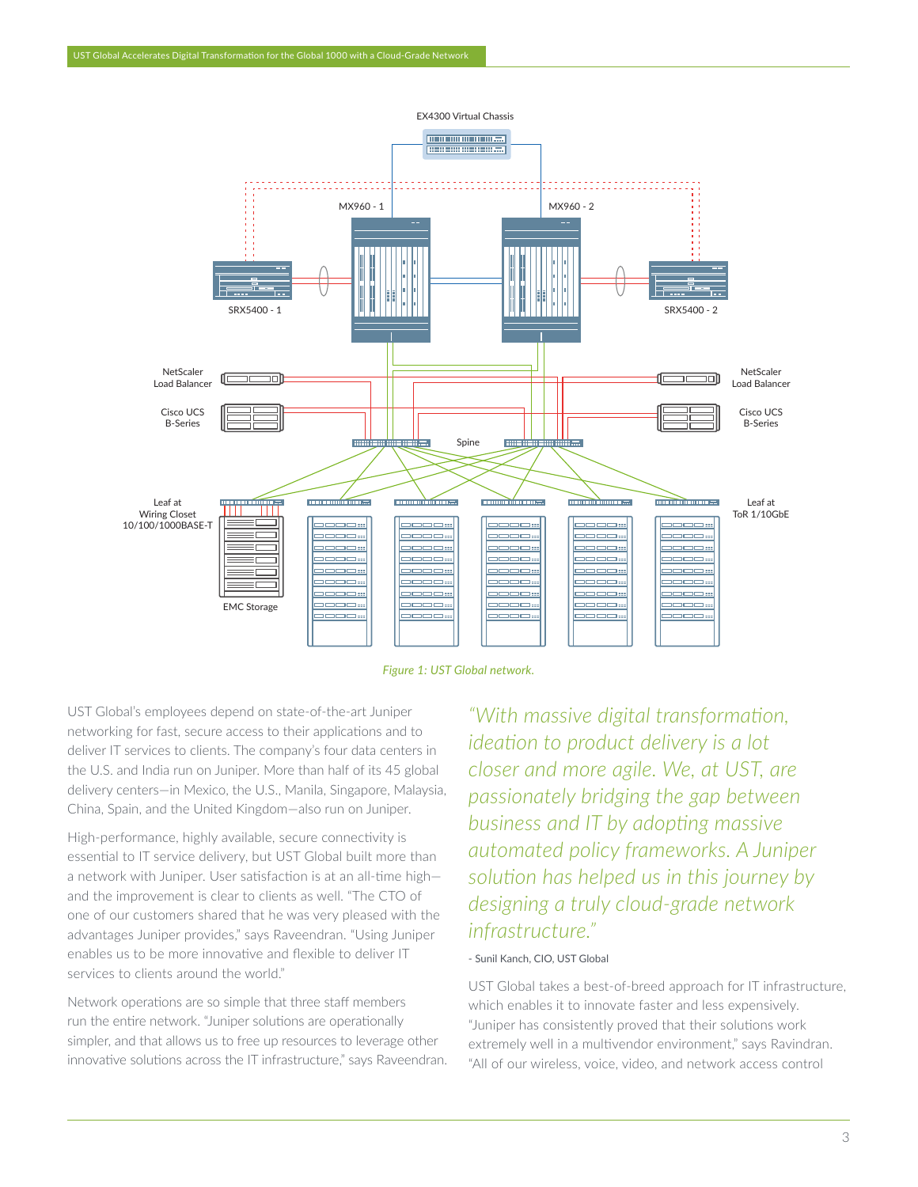Figure 1: UST Global network.

UST Global's employees depend on state-of-the-art Juniper networking for fast, secure access to their applications and to deliver IT services to clients. The company's four data centers in the U.S. and India run on Juniper. More than half of its 45 global delivery centers—in Mexico, the U.S., Manila, Singapore, Malaysia, China, Spain, and the United Kingdom—also run on Juniper.

High-performance, highly available, secure connectivity is essential to IT service delivery, but UST Global built more than a network with Juniper. User satisfaction is at an all-time high—and the improvement is clear to clients as well. "The CTO of one of our customers shared that he was very pleased with the advantages Juniper provides," says Raveendran. "Using Juniper enables us to be more innovative and flexible to deliver IT services to clients around the world."

Network operations are so simple that three staff members run the entire network. "Juniper solutions are operationally simpler, and that allows us to free up resources to leverage other innovative solutions across the IT infrastructure," says Raveendran.

*"With massive digital transformation, ideation to product delivery is a lot closer and more agile. We, at UST, are passionately bridging the gap between business and IT by adopting massive automated policy frameworks. A Juniper solution has helped us in this journey by designing a truly cloud-grade network infrastructure."*

- Sunil Kanch, CIO, UST Global

UST Global takes a best-of-breed approach for IT infrastructure, which enables it to innovate faster and less expensively. "Juniper has consistently proved that their solutions work extremely well in a multivendor environment," says Ravindran. "All of our wireless, voice, video, and network access control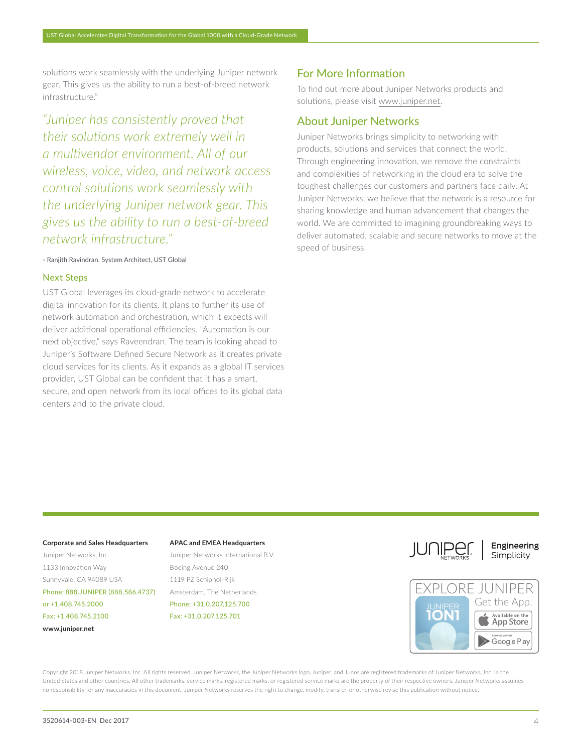solutions work seamlessly with the underlying Juniper network gear. This gives us the ability to run a best-of-breed network infrastructure."

*"Juniper has consistently proved that their solutions work extremely well in a multivendor environment. All of our wireless, voice, video, and network access control solutions work seamlessly with the underlying Juniper network gear. This gives us the ability to run a best-of-breed network infrastructure."*

- Ranjith Ravindran, System Architect, UST Global

### Next Steps

UST Global leverages its cloud-grade network to accelerate digital innovation for its clients. It plans to further its use of network automation and orchestration, which it expects will deliver additional operational efficiencies. "Automation is our next objective," says Raveendran. The team is looking ahead to Juniper's Software Defined Secure Network as it creates private cloud services for its clients. As it expands as a global IT services provider, UST Global can be confident that it has a smart, secure, and open network from its local offices to its global data centers and to the private cloud.

## For More Information

To find out more about Juniper Networks products and solutions, please visit www.juniper.net.

## About Juniper Networks

Juniper Networks brings simplicity to networking with products, solutions and services that connect the world. Through engineering innovation, we remove the constraints and complexities of networking in the cloud era to solve the toughest challenges our customers and partners face daily. At Juniper Networks, we believe that the network is a resource for sharing knowledge and human advancement that changes the world. We are committed to imagining groundbreaking ways to deliver automated, scalable and secure networks to move at the speed of business.

**Corporate and Sales Headquarters**
Juniper Networks, Inc.
1133 Innovation Way
Sunnyvale, CA 94089 USA
Phone: 888.JUNIPER (888.586.4737)
or +1.408.745.2000
Fax: +1.408.745.2100
**www.juniper.net**

**APAC and EMEA Headquarters**
Juniper Networks International B.V.
Boeing Avenue 240
1119 PZ Schiphol-Rijk
Amsterdam, The Netherlands
Phone: +31.0.207.125.700
Fax: +31.0.207.125.701

Engineering Simplicity

EXPLORE JUNIPER
Get the App.

Copyright 2018 Juniper Networks, Inc. All rights reserved. Juniper Networks, the Juniper Networks logo, Juniper, and Junos are registered trademarks of Juniper Networks, Inc. in the United States and other countries. All other trademarks, service marks, registered marks, or registered service marks are the property of their respective owners. Juniper Networks assumes no responsibility for any inaccuracies in this document. Juniper Networks reserves the right to change, modify, transfer, or otherwise revise this publication without notice.

3520614-003-EN Dec 2017